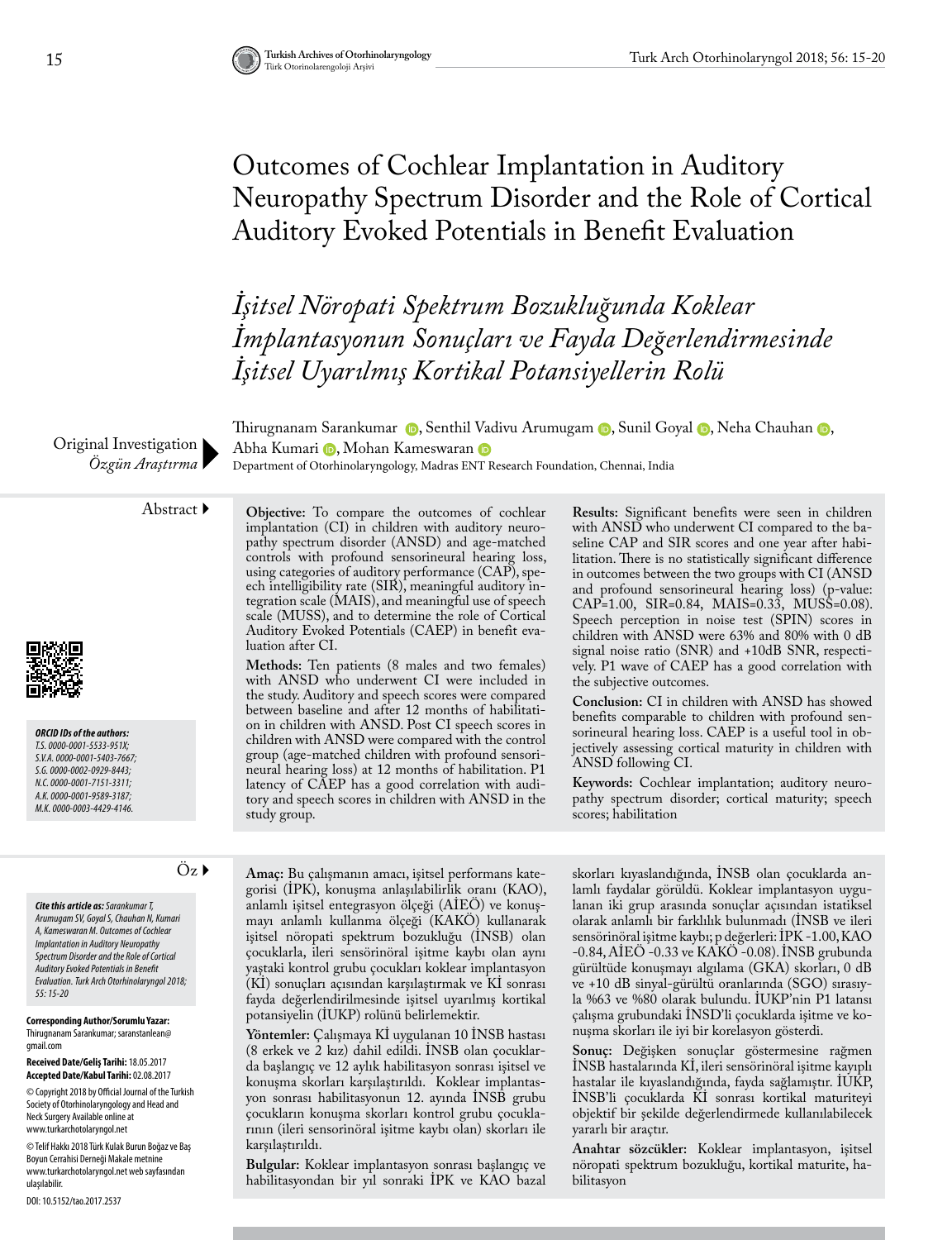# Outcomes of Cochlear Implantation in Auditory Neuropathy Spectrum Disorder and the Role of Cortical Auditory Evoked Potentials in Benefit Evaluation

## *İşitsel Nöropati Spektrum Bozukluğunda Koklear İmplantasyonun Sonuçları ve Fayda Değerlendirmesinde İşitsel Uyarılmış Kortikal Potansiyellerin Rolü*

Original Investigation
*Özgün Araştırma*

Thirugnanam Sarankumar, Senthil Vadivu Arumugam, Sunil Goyal, Neha Chauhan, Abha Kumari, Mohan Kameswaran

Department of Otorhinolaryngology, Madras ENT Research Foundation, Chennai, India

**ORCID IDs of the authors:**
*T.S. 0000-0001-5533-951X;*
*S.V.A. 0000-0001-5403-7667;*
*S.G. 0000-0002-0929-8443;*
*N.C. 0000-0001-7151-3311;*
*A.K. 0000-0001-9589-3187;*
*M.K. 0000-0003-4429-4146.*

### Abstract

**Objective:** To compare the outcomes of cochlear implantation (CI) in children with auditory neuropathy spectrum disorder (ANSD) and age-matched controls with profound sensorineural hearing loss, using categories of auditory performance (CAP), speech intelligibility rate (SIR), meaningful auditory integration scale (MAIS), and meaningful use of speech scale (MUSS), and to determine the role of Cortical Auditory Evoked Potentials (CAEP) in benefit evaluation after CI.

**Methods:** Ten patients (8 males and two females) with ANSD who underwent CI were included in the study. Auditory and speech scores were compared between baseline and after 12 months of habilitation in children with ANSD. Post CI speech scores in children with ANSD were compared with the control group (age-matched children with profound sensorineural hearing loss) at 12 months of habilitation. P1 latency of CAEP has a good correlation with auditory and speech scores in children with ANSD in the study group.

**Results:** Significant benefits were seen in children with ANSD who underwent CI compared to the baseline CAP and SIR scores and one year after habilitation. There is no statistically significant difference in outcomes between the two groups with CI (ANSD and profound sensorineural hearing loss) (p-value: CAP=1.00, SIR=0.84, MAIS=0.33, MUSS=0.08). Speech perception in noise test (SPIN) scores in children with ANSD were 63% and 80% with 0 dB signal noise ratio (SNR) and +10dB SNR, respectively. P1 wave of CAEP has a good correlation with the subjective outcomes.

**Conclusion:** CI in children with ANSD has showed benefits comparable to children with profound sensorineural hearing loss. CAEP is a useful tool in objectively assessing cortical maturity in children with ANSD following CI.

**Keywords:** Cochlear implantation; auditory neuropathy spectrum disorder; cortical maturity; speech scores; habilitation

### Öz

**Amaç:** Bu çalışmanın amacı, işitsel performans kategorisi (İPK), konuşma anlaşılabilirlik oranı (KAO), anlamlı işitsel entegrasyon ölçeği (AİEÖ) ve konuşmayı anlamlı kullanma ölçeği (KAKÖ) kullanarak işitsel nöropati spektrum bozukluğu (İNSB) olan çocuklarla, ileri sensörinöral işitme kaybı olan aynı yaştaki kontrol grubu çocukları koklear implantasyon (Kİ) sonuçları açısından karşılaştırmak ve Kİ sonrası fayda değerlendirilmesinde işitsel uyarılmış kortikal potansiyelin (İUKP) rolünü belirlemektir.

**Yöntemler:** Çalışmaya Kİ uygulanan 10 İNSB hastası (8 erkek ve 2 kız) dahil edildi. İNSB olan çocuklarda başlangıç ve 12 aylık habilitasyon sonrası işitsel ve konuşma skorları karşılaştırıldı. Koklear implantasyon sonrası habilitasyonun 12. ayında İNSB grubu çocukların konuşma skorları kontrol grubu çocuklarının (ileri sensorinöral işitme kaybı olan) skorları ile karşılaştırıldı.

**Bulgular:** Koklear implantasyon sonrası başlangıç ve habilitasyondan bir yıl sonraki İPK ve KAO bazal skorları kıyaslandığında, İNSB olan çocuklarda anlamlı faydalar görüldü. Koklear implantasyon uygulanan iki grup arasında sonuçlar açısından istatiksel olarak anlamlı bir farklılık bulunmadı (İNSB ve ileri sensörinöral işitme kaybı; p değerleri: İPK -1.00, KAO -0.84, AİEÖ -0.33 ve KAKÖ -0.08). İNSB grubunda gürültüde konuşmayı algılama (GKA) skorları, 0 dB ve +10 dB sinyal-gürültü oranlarında (SGO) sırasıyla %63 ve %80 olarak bulundu. İUKP'nin P1 latansı çalışma grubundaki İNSD'li çocuklarda işitme ve konuşma skorları ile iyi bir korelasyon gösterdi.

**Sonuç:** Değişken sonuçlar göstermesine rağmen İNSB hastalarında Kİ, ileri sensörinöral işitme kayıplı hastalar ile kıyaslandığında, fayda sağlamıştır. İUKP, İNSB'li çocuklarda Kİ sonrası kortikal maturiteyi objektif bir şekilde değerlendirmede kullanılabilecek yararlı bir araçtır.

**Anahtar sözcükler:** Koklear implantasyon, işitsel nöropati spektrum bozukluğu, kortikal maturite, habilitasyon

*Cite this article as: Sarankumar T, Arumugam SV, Goyal S, Chauhan N, Kumari A, Kameswaran M. Outcomes of Cochlear Implantation in Auditory Neuropathy Spectrum Disorder and the Role of Cortical Auditory Evoked Potentials in Benefit Evaluation. Turk Arch Otorhinolaryngol 2018; 55: 15-20*

**Corresponding Author/Sorumlu Yazar:** Thirugnanam Sarankumar; saranstanlean@gmail.com

**Received Date/Geliş Tarihi:** 18.05.2017
**Accepted Date/Kabul Tarihi:** 02.08.2017

© Copyright 2018 by Official Journal of the Turkish Society of Otorhinolaryngology and Head and Neck Surgery Available online at www.turkarchotolaryngol.net

© Telif Hakkı 2018 Türk Kulak Burun Boğaz ve Baş Boyun Cerrahisi Derneği Makale metnine www.turkarchotolaryngol.net web sayfasından ulaşılabilir.

DOI: 10.5152/tao.2017.2537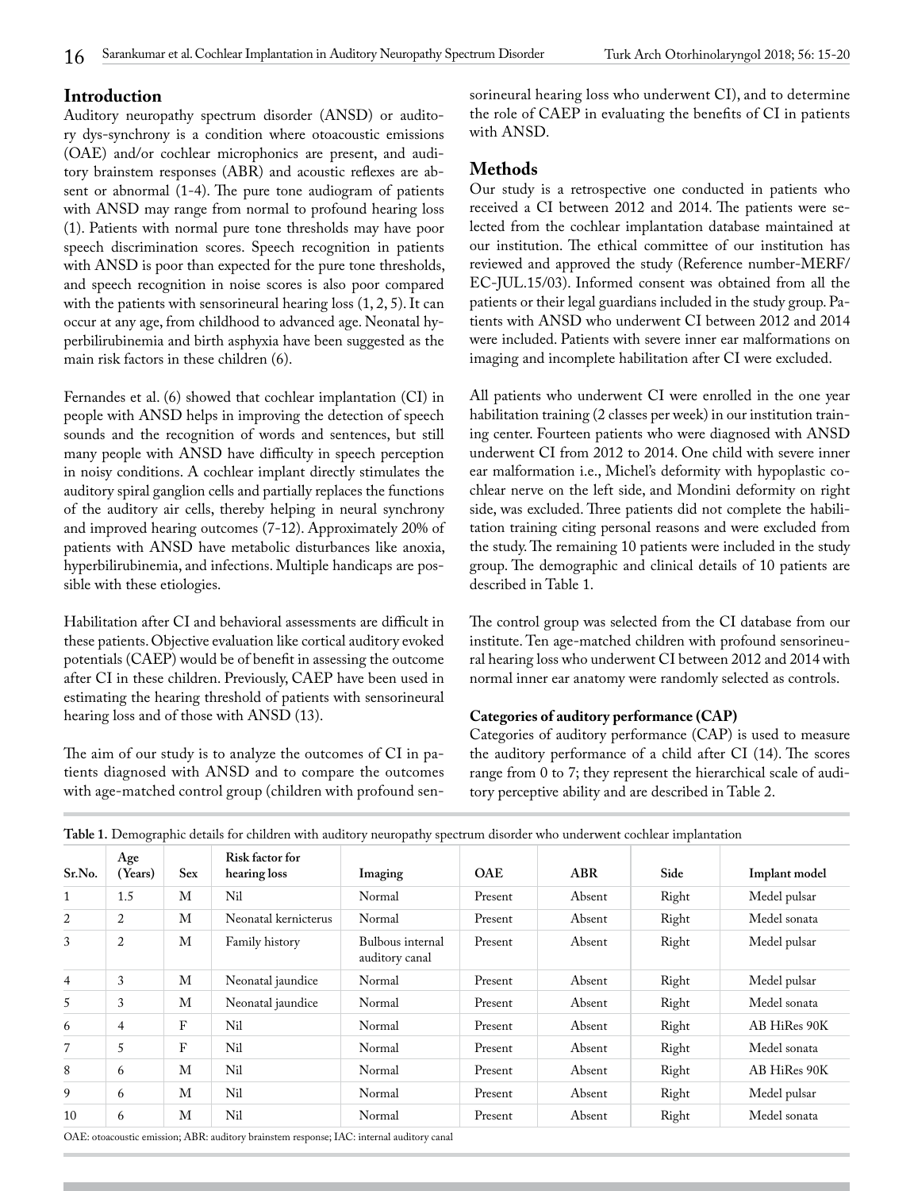## Introduction

Auditory neuropathy spectrum disorder (ANSD) or auditory dys-synchrony is a condition where otoacoustic emissions (OAE) and/or cochlear microphonics are present, and auditory brainstem responses (ABR) and acoustic reflexes are absent or abnormal (1-4). The pure tone audiogram of patients with ANSD may range from normal to profound hearing loss (1). Patients with normal pure tone thresholds may have poor speech discrimination scores. Speech recognition in patients with ANSD is poor than expected for the pure tone thresholds, and speech recognition in noise scores is also poor compared with the patients with sensorineural hearing loss (1, 2, 5). It can occur at any age, from childhood to advanced age. Neonatal hyperbilirubinemia and birth asphyxia have been suggested as the main risk factors in these children (6).

Fernandes et al. (6) showed that cochlear implantation (CI) in people with ANSD helps in improving the detection of speech sounds and the recognition of words and sentences, but still many people with ANSD have difficulty in speech perception in noisy conditions. A cochlear implant directly stimulates the auditory spiral ganglion cells and partially replaces the functions of the auditory air cells, thereby helping in neural synchrony and improved hearing outcomes (7-12). Approximately 20% of patients with ANSD have metabolic disturbances like anoxia, hyperbilirubinemia, and infections. Multiple handicaps are possible with these etiologies.

Habilitation after CI and behavioral assessments are difficult in these patients. Objective evaluation like cortical auditory evoked potentials (CAEP) would be of benefit in assessing the outcome after CI in these children. Previously, CAEP have been used in estimating the hearing threshold of patients with sensorineural hearing loss and of those with ANSD (13).

The aim of our study is to analyze the outcomes of CI in patients diagnosed with ANSD and to compare the outcomes with age-matched control group (children with profound sensorineural hearing loss who underwent CI), and to determine the role of CAEP in evaluating the benefits of CI in patients with ANSD.

## Methods

Our study is a retrospective one conducted in patients who received a CI between 2012 and 2014. The patients were selected from the cochlear implantation database maintained at our institution. The ethical committee of our institution has reviewed and approved the study (Reference number-MERF/EC-JUL.15/03). Informed consent was obtained from all the patients or their legal guardians included in the study group. Patients with ANSD who underwent CI between 2012 and 2014 were included. Patients with severe inner ear malformations on imaging and incomplete habilitation after CI were excluded.

All patients who underwent CI were enrolled in the one year habilitation training (2 classes per week) in our institution training center. Fourteen patients who were diagnosed with ANSD underwent CI from 2012 to 2014. One child with severe inner ear malformation i.e., Michel's deformity with hypoplastic cochlear nerve on the left side, and Mondini deformity on right side, was excluded. Three patients did not complete the habilitation training citing personal reasons and were excluded from the study. The remaining 10 patients were included in the study group. The demographic and clinical details of 10 patients are described in Table 1.

The control group was selected from the CI database from our institute. Ten age-matched children with profound sensorineural hearing loss who underwent CI between 2012 and 2014 with normal inner ear anatomy were randomly selected as controls.

### Categories of auditory performance (CAP)

Categories of auditory performance (CAP) is used to measure the auditory performance of a child after CI (14). The scores range from 0 to 7; they represent the hierarchical scale of auditory perceptive ability and are described in Table 2.

**Table 1.** Demographic details for children with auditory neuropathy spectrum disorder who underwent cochlear implantation

| Sr.No. | Age (Years) | Sex | Risk factor for hearing loss | Imaging | OAE | ABR | Side | Implant model |
|---|---|---|---|---|---|---|---|---|
| 1 | 1.5 | M | Nil | Normal | Present | Absent | Right | Medel pulsar |
| 2 | 2 | M | Neonatal kernicterus | Normal | Present | Absent | Right | Medel sonata |
| 3 | 2 | M | Family history | Bulbous internal auditory canal | Present | Absent | Right | Medel pulsar |
| 4 | 3 | M | Neonatal jaundice | Normal | Present | Absent | Right | Medel pulsar |
| 5 | 3 | M | Neonatal jaundice | Normal | Present | Absent | Right | Medel sonata |
| 6 | 4 | F | Nil | Normal | Present | Absent | Right | AB HiRes 90K |
| 7 | 5 | F | Nil | Normal | Present | Absent | Right | Medel sonata |
| 8 | 6 | M | Nil | Normal | Present | Absent | Right | AB HiRes 90K |
| 9 | 6 | M | Nil | Normal | Present | Absent | Right | Medel pulsar |
| 10 | 6 | M | Nil | Normal | Present | Absent | Right | Medel sonata |

OAE: otoacoustic emission; ABR: auditory brainstem response; IAC: internal auditory canal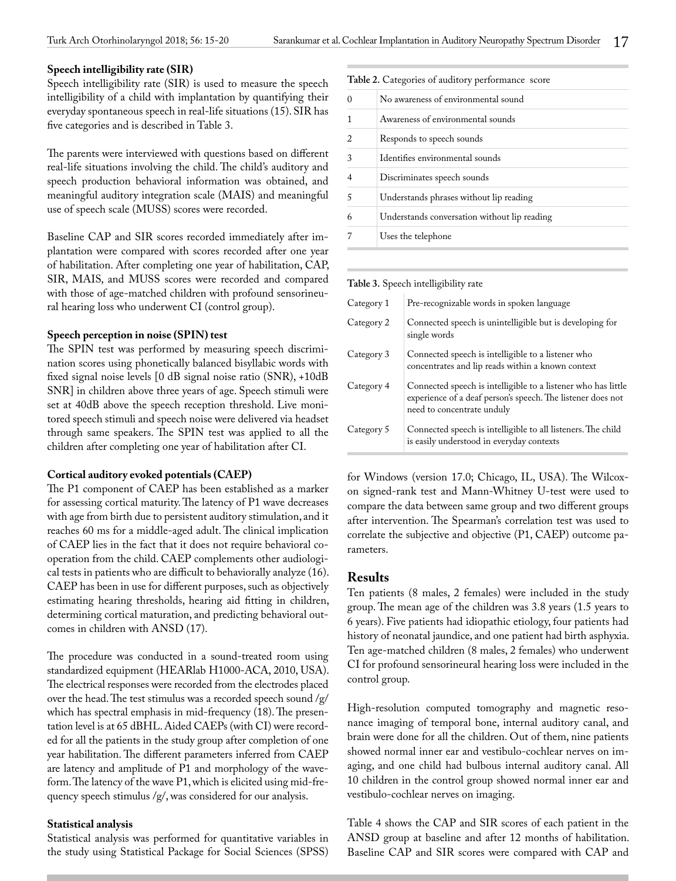**Speech intelligibility rate (SIR)**

Speech intelligibility rate (SIR) is used to measure the speech intelligibility of a child with implantation by quantifying their everyday spontaneous speech in real-life situations (15). SIR has five categories and is described in Table 3.

The parents were interviewed with questions based on different real-life situations involving the child. The child's auditory and speech production behavioral information was obtained, and meaningful auditory integration scale (MAIS) and meaningful use of speech scale (MUSS) scores were recorded.

Baseline CAP and SIR scores recorded immediately after implantation were compared with scores recorded after one year of habilitation. After completing one year of habilitation, CAP, SIR, MAIS, and MUSS scores were recorded and compared with those of age-matched children with profound sensorineural hearing loss who underwent CI (control group).

**Speech perception in noise (SPIN) test**

The SPIN test was performed by measuring speech discrimination scores using phonetically balanced bisyllabic words with fixed signal noise levels [0 dB signal noise ratio (SNR), +10dB SNR] in children above three years of age. Speech stimuli were set at 40dB above the speech reception threshold. Live monitored speech stimuli and speech noise were delivered via headset through same speakers. The SPIN test was applied to all the children after completing one year of habilitation after CI.

**Cortical auditory evoked potentials (CAEP)**

The P1 component of CAEP has been established as a marker for assessing cortical maturity. The latency of P1 wave decreases with age from birth due to persistent auditory stimulation, and it reaches 60 ms for a middle-aged adult. The clinical implication of CAEP lies in the fact that it does not require behavioral cooperation from the child. CAEP complements other audiological tests in patients who are difficult to behaviorally analyze (16). CAEP has been in use for different purposes, such as objectively estimating hearing thresholds, hearing aid fitting in children, determining cortical maturation, and predicting behavioral outcomes in children with ANSD (17).

The procedure was conducted in a sound-treated room using standardized equipment (HEARlab H1000-ACA, 2010, USA). The electrical responses were recorded from the electrodes placed over the head. The test stimulus was a recorded speech sound /g/ which has spectral emphasis in mid-frequency (18). The presentation level is at 65 dBHL. Aided CAEPs (with CI) were recorded for all the patients in the study group after completion of one year habilitation. The different parameters inferred from CAEP are latency and amplitude of P1 and morphology of the waveform. The latency of the wave P1, which is elicited using mid-frequency speech stimulus /g/, was considered for our analysis.

**Statistical analysis**

Statistical analysis was performed for quantitative variables in the study using Statistical Package for Social Sciences (SPSS) for Windows (version 17.0; Chicago, IL, USA). The Wilcoxon signed-rank test and Mann-Whitney U-test were used to compare the data between same group and two different groups after intervention. The Spearman's correlation test was used to correlate the subjective and objective (P1, CAEP) outcome parameters.

**Table 2.** Categories of auditory performance score

| | |
|---|---|
| 0 | No awareness of environmental sound |
| 1 | Awareness of environmental sounds |
| 2 | Responds to speech sounds |
| 3 | Identifies environmental sounds |
| 4 | Discriminates speech sounds |
| 5 | Understands phrases without lip reading |
| 6 | Understands conversation without lip reading |
| 7 | Uses the telephone |

**Table 3.** Speech intelligibility rate

| | |
|---|---|
| Category 1 | Pre-recognizable words in spoken language |
| Category 2 | Connected speech is unintelligible but is developing for single words |
| Category 3 | Connected speech is intelligible to a listener who concentrates and lip reads within a known context |
| Category 4 | Connected speech is intelligible to a listener who has little experience of a deaf person's speech. The listener does not need to concentrate unduly |
| Category 5 | Connected speech is intelligible to all listeners. The child is easily understood in everyday contexts |

## Results

Ten patients (8 males, 2 females) were included in the study group. The mean age of the children was 3.8 years (1.5 years to 6 years). Five patients had idiopathic etiology, four patients had history of neonatal jaundice, and one patient had birth asphyxia. Ten age-matched children (8 males, 2 females) who underwent CI for profound sensorineural hearing loss were included in the control group.

High-resolution computed tomography and magnetic resonance imaging of temporal bone, internal auditory canal, and brain were done for all the children. Out of them, nine patients showed normal inner ear and vestibulo-cochlear nerves on imaging, and one child had bulbous internal auditory canal. All 10 children in the control group showed normal inner ear and vestibulo-cochlear nerves on imaging.

Table 4 shows the CAP and SIR scores of each patient in the ANSD group at baseline and after 12 months of habilitation. Baseline CAP and SIR scores were compared with CAP and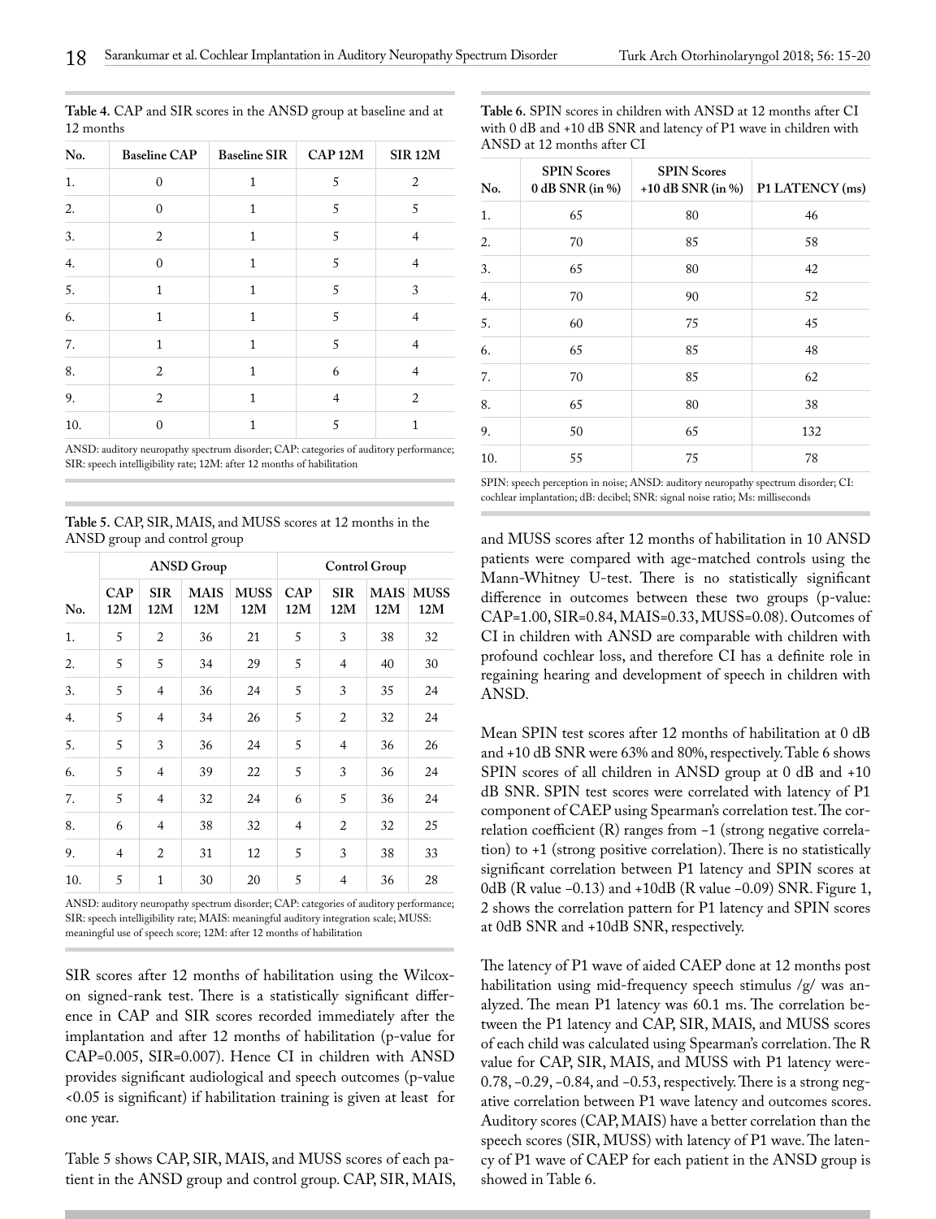**Table 4.** CAP and SIR scores in the ANSD group at baseline and at 12 months

| No. | Baseline CAP | Baseline SIR | CAP 12M | SIR 12M |
|---|---|---|---|---|
| 1. | 0 | 1 | 5 | 2 |
| 2. | 0 | 1 | 5 | 5 |
| 3. | 2 | 1 | 5 | 4 |
| 4. | 0 | 1 | 5 | 4 |
| 5. | 1 | 1 | 5 | 3 |
| 6. | 1 | 1 | 5 | 4 |
| 7. | 1 | 1 | 5 | 4 |
| 8. | 2 | 1 | 6 | 4 |
| 9. | 2 | 1 | 4 | 2 |
| 10. | 0 | 1 | 5 | 1 |

ANSD: auditory neuropathy spectrum disorder; CAP: categories of auditory performance; SIR: speech intelligibility rate; 12M: after 12 months of habilitation

**Table 5.** CAP, SIR, MAIS, and MUSS scores at 12 months in the ANSD group and control group

| | ANSD Group | | | | Control Group | | | |
|---|---|---|---|---|---|---|---|---|
| No. | CAP 12M | SIR 12M | MAIS 12M | MUSS 12M | CAP 12M | SIR 12M | MAIS 12M | MUSS 12M |
| 1. | 5 | 2 | 36 | 21 | 5 | 3 | 38 | 32 |
| 2. | 5 | 5 | 34 | 29 | 5 | 4 | 40 | 30 |
| 3. | 5 | 4 | 36 | 24 | 5 | 3 | 35 | 24 |
| 4. | 5 | 4 | 34 | 26 | 5 | 2 | 32 | 24 |
| 5. | 5 | 3 | 36 | 24 | 5 | 4 | 36 | 26 |
| 6. | 5 | 4 | 39 | 22 | 5 | 3 | 36 | 24 |
| 7. | 5 | 4 | 32 | 24 | 6 | 5 | 36 | 24 |
| 8. | 6 | 4 | 38 | 32 | 4 | 2 | 32 | 25 |
| 9. | 4 | 2 | 31 | 12 | 5 | 3 | 38 | 33 |
| 10. | 5 | 1 | 30 | 20 | 5 | 4 | 36 | 28 |

ANSD: auditory neuropathy spectrum disorder; CAP: categories of auditory performance; SIR: speech intelligibility rate; MAIS: meaningful auditory integration scale; MUSS: meaningful use of speech score; 12M: after 12 months of habilitation

SIR scores after 12 months of habilitation using the Wilcoxon signed-rank test. There is a statistically significant difference in CAP and SIR scores recorded immediately after the implantation and after 12 months of habilitation (p-value for CAP=0.005, SIR=0.007). Hence CI in children with ANSD provides significant audiological and speech outcomes (p-value <0.05 is significant) if habilitation training is given at least for one year.

Table 5 shows CAP, SIR, MAIS, and MUSS scores of each patient in the ANSD group and control group. CAP, SIR, MAIS, and MUSS scores after 12 months of habilitation in 10 ANSD patients were compared with age-matched controls using the Mann-Whitney U-test. There is no statistically significant difference in outcomes between these two groups (p-value: CAP=1.00, SIR=0.84, MAIS=0.33, MUSS=0.08). Outcomes of CI in children with ANSD are comparable with children with profound cochlear loss, and therefore CI has a definite role in regaining hearing and development of speech in children with ANSD.

**Table 6.** SPIN scores in children with ANSD at 12 months after CI with 0 dB and +10 dB SNR and latency of P1 wave in children with ANSD at 12 months after CI

| No. | SPIN Scores 0 dB SNR (in %) | SPIN Scores +10 dB SNR (in %) | P1 LATENCY (ms) |
|---|---|---|---|
| 1. | 65 | 80 | 46 |
| 2. | 70 | 85 | 58 |
| 3. | 65 | 80 | 42 |
| 4. | 70 | 90 | 52 |
| 5. | 60 | 75 | 45 |
| 6. | 65 | 85 | 48 |
| 7. | 70 | 85 | 62 |
| 8. | 65 | 80 | 38 |
| 9. | 50 | 65 | 132 |
| 10. | 55 | 75 | 78 |

SPIN: speech perception in noise; ANSD: auditory neuropathy spectrum disorder; CI: cochlear implantation; dB: decibel; SNR: signal noise ratio; Ms: milliseconds

Mean SPIN test scores after 12 months of habilitation at 0 dB and +10 dB SNR were 63% and 80%, respectively. Table 6 shows SPIN scores of all children in ANSD group at 0 dB and +10 dB SNR. SPIN test scores were correlated with latency of P1 component of CAEP using Spearman's correlation test. The correlation coefficient (R) ranges from −1 (strong negative correlation) to +1 (strong positive correlation). There is no statistically significant correlation between P1 latency and SPIN scores at 0dB (R value −0.13) and +10dB (R value −0.09) SNR. Figure 1, 2 shows the correlation pattern for P1 latency and SPIN scores at 0dB SNR and +10dB SNR, respectively.

The latency of P1 wave of aided CAEP done at 12 months post habilitation using mid-frequency speech stimulus /g/ was analyzed. The mean P1 latency was 60.1 ms. The correlation between the P1 latency and CAP, SIR, MAIS, and MUSS scores of each child was calculated using Spearman's correlation. The R value for CAP, SIR, MAIS, and MUSS with P1 latency were-0.78, −0.29, −0.84, and −0.53, respectively. There is a strong negative correlation between P1 wave latency and outcomes scores. Auditory scores (CAP, MAIS) have a better correlation than the speech scores (SIR, MUSS) with latency of P1 wave. The latency of P1 wave of CAEP for each patient in the ANSD group is showed in Table 6.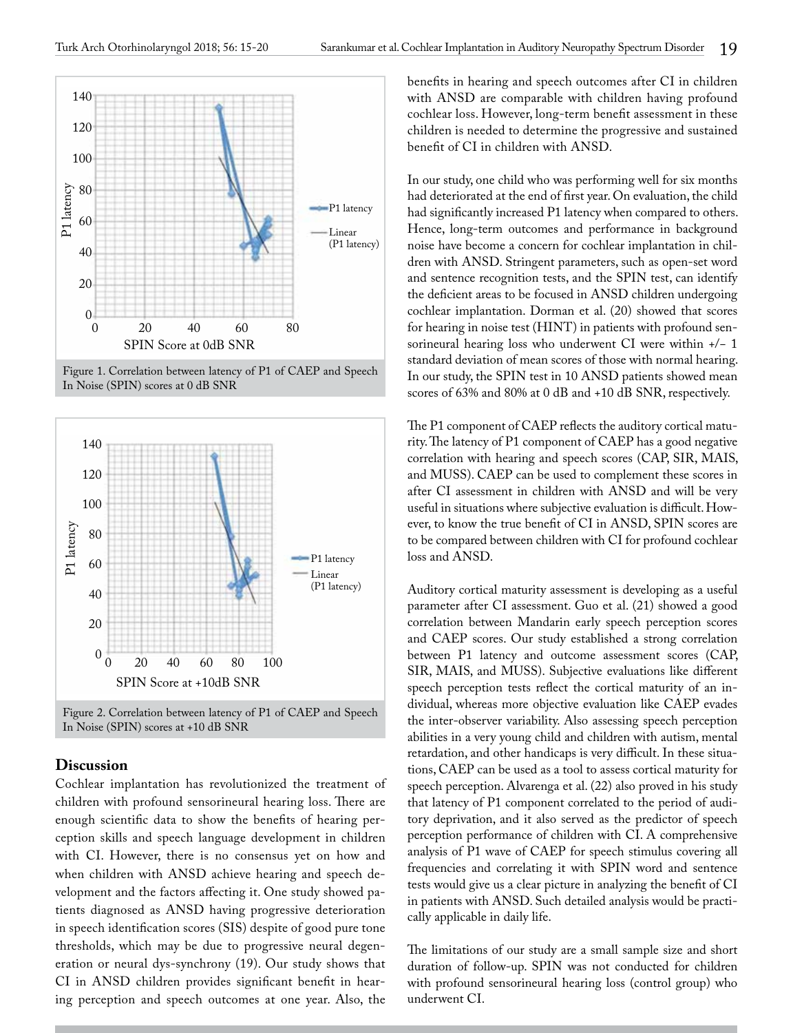Figure 1. Correlation between latency of P1 of CAEP and Speech In Noise (SPIN) scores at 0 dB SNR

Figure 2. Correlation between latency of P1 of CAEP and Speech In Noise (SPIN) scores at +10 dB SNR

## Discussion

Cochlear implantation has revolutionized the treatment of children with profound sensorineural hearing loss. There are enough scientific data to show the benefits of hearing perception skills and speech language development in children with CI. However, there is no consensus yet on how and when children with ANSD achieve hearing and speech development and the factors affecting it. One study showed patients diagnosed as ANSD having progressive deterioration in speech identification scores (SIS) despite of good pure tone thresholds, which may be due to progressive neural degeneration or neural dys-synchrony (19). Our study shows that CI in ANSD children provides significant benefit in hearing perception and speech outcomes at one year. Also, the benefits in hearing and speech outcomes after CI in children with ANSD are comparable with children having profound cochlear loss. However, long-term benefit assessment in these children is needed to determine the progressive and sustained benefit of CI in children with ANSD.

In our study, one child who was performing well for six months had deteriorated at the end of first year. On evaluation, the child had significantly increased P1 latency when compared to others. Hence, long-term outcomes and performance in background noise have become a concern for cochlear implantation in children with ANSD. Stringent parameters, such as open-set word and sentence recognition tests, and the SPIN test, can identify the deficient areas to be focused in ANSD children undergoing cochlear implantation. Dorman et al. (20) showed that scores for hearing in noise test (HINT) in patients with profound sensorineural hearing loss who underwent CI were within +/− 1 standard deviation of mean scores of those with normal hearing. In our study, the SPIN test in 10 ANSD patients showed mean scores of 63% and 80% at 0 dB and +10 dB SNR, respectively.

The P1 component of CAEP reflects the auditory cortical maturity. The latency of P1 component of CAEP has a good negative correlation with hearing and speech scores (CAP, SIR, MAIS, and MUSS). CAEP can be used to complement these scores in after CI assessment in children with ANSD and will be very useful in situations where subjective evaluation is difficult. However, to know the true benefit of CI in ANSD, SPIN scores are to be compared between children with CI for profound cochlear loss and ANSD.

Auditory cortical maturity assessment is developing as a useful parameter after CI assessment. Guo et al. (21) showed a good correlation between Mandarin early speech perception scores and CAEP scores. Our study established a strong correlation between P1 latency and outcome assessment scores (CAP, SIR, MAIS, and MUSS). Subjective evaluations like different speech perception tests reflect the cortical maturity of an individual, whereas more objective evaluation like CAEP evades the inter-observer variability. Also assessing speech perception abilities in a very young child and children with autism, mental retardation, and other handicaps is very difficult. In these situations, CAEP can be used as a tool to assess cortical maturity for speech perception. Alvarenga et al. (22) also proved in his study that latency of P1 component correlated to the period of auditory deprivation, and it also served as the predictor of speech perception performance of children with CI. A comprehensive analysis of P1 wave of CAEP for speech stimulus covering all frequencies and correlating it with SPIN word and sentence tests would give us a clear picture in analyzing the benefit of CI in patients with ANSD. Such detailed analysis would be practically applicable in daily life.

The limitations of our study are a small sample size and short duration of follow-up. SPIN was not conducted for children with profound sensorineural hearing loss (control group) who underwent CI.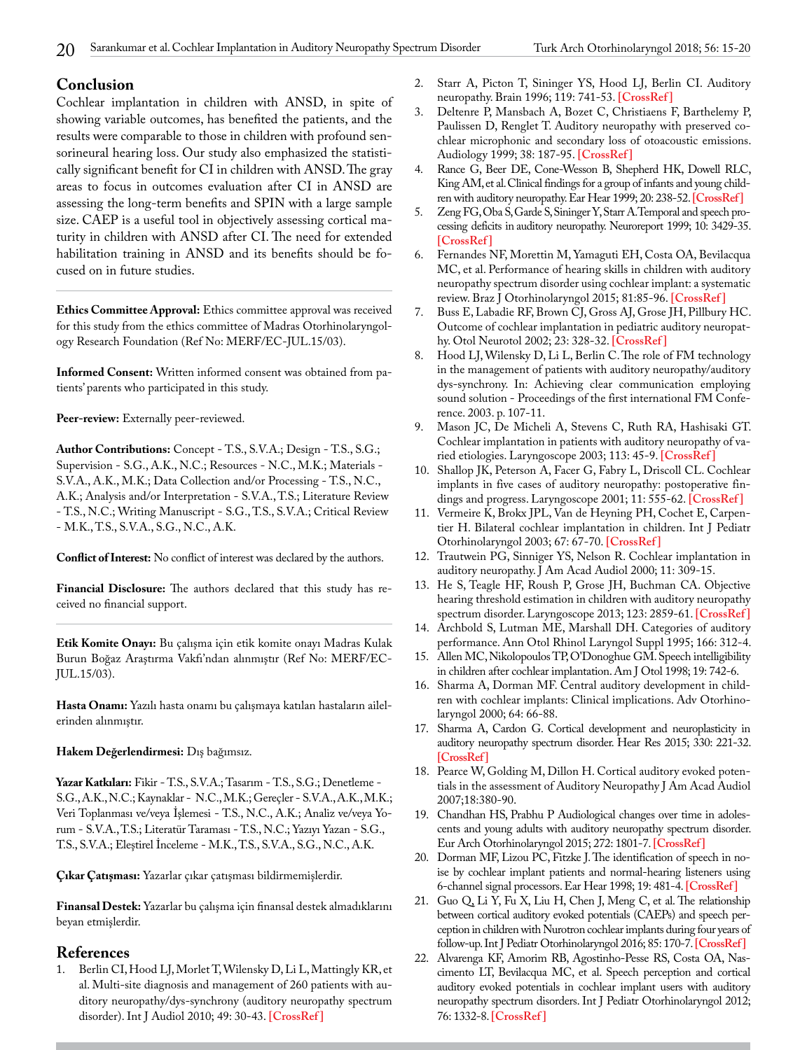## Conclusion

Cochlear implantation in children with ANSD, in spite of showing variable outcomes, has benefited the patients, and the results were comparable to those in children with profound sensorineural hearing loss. Our study also emphasized the statistically significant benefit for CI in children with ANSD. The gray areas to focus in outcomes evaluation after CI in ANSD are assessing the long-term benefits and SPIN with a large sample size. CAEP is a useful tool in objectively assessing cortical maturity in children with ANSD after CI. The need for extended habilitation training in ANSD and its benefits should be focused on in future studies.

**Ethics Committee Approval:** Ethics committee approval was received for this study from the ethics committee of Madras Otorhinolaryngology Research Foundation (Ref No: MERF/EC-JUL.15/03).

**Informed Consent:** Written informed consent was obtained from patients' parents who participated in this study.

**Peer-review:** Externally peer-reviewed.

**Author Contributions:** Concept - T.S., S.V.A.; Design - T.S., S.G.; Supervision - S.G., A.K., N.C.; Resources - N.C., M.K.; Materials - S.V.A., A.K., M.K.; Data Collection and/or Processing - T.S., N.C., A.K.; Analysis and/or Interpretation - S.V.A., T.S.; Literature Review - T.S., N.C.; Writing Manuscript - S.G., T.S., S.V.A.; Critical Review - M.K., T.S., S.V.A., S.G., N.C., A.K.

**Conflict of Interest:** No conflict of interest was declared by the authors.

**Financial Disclosure:** The authors declared that this study has received no financial support.

**Etik Komite Onayı:** Bu çalışma için etik komite onayı Madras Kulak Burun Boğaz Araştırma Vakfı'ndan alınmıştır (Ref No: MERF/EC-JUL.15/03).

**Hasta Onamı:** Yazılı hasta onamı bu çalışmaya katılan hastaların ailelerinden alınmıştır.

**Hakem Değerlendirmesi:** Dış bağımsız.

**Yazar Katkıları:** Fikir - T.S., S.V.A.; Tasarım - T.S., S.G.; Denetleme - S.G., A.K., N.C.; Kaynaklar - N.C., M.K.; Gereçler - S.V.A., A.K., M.K.; Veri Toplanması ve/veya İşlemesi - T.S., N.C., A.K.; Analiz ve/veya Yorum - S.V.A., T.S.; Literatür Taraması - T.S., N.C.; Yazıyı Yazan - S.G., T.S., S.V.A.; Eleştirel İnceleme - M.K., T.S., S.V.A., S.G., N.C., A.K.

**Çıkar Çatışması:** Yazarlar çıkar çatışması bildirmemişlerdir.

**Finansal Destek:** Yazarlar bu çalışma için finansal destek almadıklarını beyan etmişlerdir.

## References

1. Berlin CI, Hood LJ, Morlet T, Wilensky D, Li L, Mattingly KR, et al. Multi-site diagnosis and management of 260 patients with auditory neuropathy/dys-synchrony (auditory neuropathy spectrum disorder). Int J Audiol 2010; 49: 30-43. [CrossRef]
2. Starr A, Picton T, Sininger YS, Hood LJ, Berlin CI. Auditory neuropathy. Brain 1996; 119: 741-53. [CrossRef]
3. Deltenre P, Mansbach A, Bozet C, Christiaens F, Barthelemy P, Paulissen D, Renglet T. Auditory neuropathy with preserved cochlear microphonic and secondary loss of otoacoustic emissions. Audiology 1999; 38: 187-95. [CrossRef]
4. Rance G, Beer DE, Cone-Wesson B, Shepherd HK, Dowell RLC, King AM, et al. Clinical findings for a group of infants and young children with auditory neuropathy. Ear Hear 1999; 20: 238-52. [CrossRef]
5. Zeng FG, Oba S, Garde S, Sininger Y, Starr A. Temporal and speech processing deficits in auditory neuropathy. Neuroreport 1999; 10: 3429-35. [CrossRef]
6. Fernandes NF, Morettin M, Yamaguti EH, Costa OA, Bevilacqua MC, et al. Performance of hearing skills in children with auditory neuropathy spectrum disorder using cochlear implant: a systematic review. Braz J Otorhinolaryngol 2015; 81:85-96. [CrossRef]
7. Buss E, Labadie RF, Brown CJ, Gross AJ, Grose JH, Pillbury HC. Outcome of cochlear implantation in pediatric auditory neuropathy. Otol Neurotol 2002; 23: 328-32. [CrossRef]
8. Hood LJ, Wilensky D, Li L, Berlin C. The role of FM technology in the management of patients with auditory neuropathy/auditory dys-synchrony. In: Achieving clear communication employing sound solution - Proceedings of the first international FM Conference. 2003. p. 107-11.
9. Mason JC, De Micheli A, Stevens C, Ruth RA, Hashisaki GT. Cochlear implantation in patients with auditory neuropathy of varied etiologies. Laryngoscope 2003; 113: 45-9. [CrossRef]
10. Shallop JK, Peterson A, Facer G, Fabry L, Driscoll CL. Cochlear implants in five cases of auditory neuropathy: postoperative findings and progress. Laryngoscope 2001; 11: 555-62. [CrossRef]
11. Vermeire K, Brokx JPL, Van de Heyning PH, Cochet E, Carpentier H. Bilateral cochlear implantation in children. Int J Pediatr Otorhinolaryngol 2003; 67: 67-70. [CrossRef]
12. Trautwein PG, Sinniger YS, Nelson R. Cochlear implantation in auditory neuropathy. J Am Acad Audiol 2000; 11: 309-15.
13. He S, Teagle HF, Roush P, Grose JH, Buchman CA. Objective hearing threshold estimation in children with auditory neuropathy spectrum disorder. Laryngoscope 2013; 123: 2859-61. [CrossRef]
14. Archbold S, Lutman ME, Marshall DH. Categories of auditory performance. Ann Otol Rhinol Laryngol Suppl 1995; 166: 312-4.
15. Allen MC, Nikolopoulos TP, O'Donoghue GM. Speech intelligibility in children after cochlear implantation. Am J Otol 1998; 19: 742-6.
16. Sharma A, Dorman MF. Central auditory development in children with cochlear implants: Clinical implications. Adv Otorhinolaryngol 2000; 64: 66-88.
17. Sharma A, Cardon G. Cortical development and neuroplasticity in auditory neuropathy spectrum disorder. Hear Res 2015; 330: 221-32. [CrossRef]
18. Pearce W, Golding M, Dillon H. Cortical auditory evoked potentials in the assessment of Auditory Neuropathy J Am Acad Audiol 2007;18:380-90.
19. Chandhan HS, Prabhu P Audiological changes over time in adolescents and young adults with auditory neuropathy spectrum disorder. Eur Arch Otorhinolaryngol 2015; 272: 1801-7. [CrossRef]
20. Dorman MF, Lizou PC, Fitzke J. The identification of speech in noise by cochlear implant patients and normal-hearing listeners using 6-channel signal processors. Ear Hear 1998; 19: 481-4. [CrossRef]
21. Guo Q, Li Y, Fu X, Liu H, Chen J, Meng C, et al. The relationship between cortical auditory evoked potentials (CAEPs) and speech perception in children with Nurotron cochlear implants during four years of follow-up. Int J Pediatr Otorhinolaryngol 2016; 85: 170-7. [CrossRef]
22. Alvarenga KF, Amorim RB, Agostinho-Pesse RS, Costa OA, Nascimento LT, Bevilacqua MC, et al. Speech perception and cortical auditory evoked potentials in cochlear implant users with auditory neuropathy spectrum disorders. Int J Pediatr Otorhinolaryngol 2012; 76: 1332-8. [CrossRef]